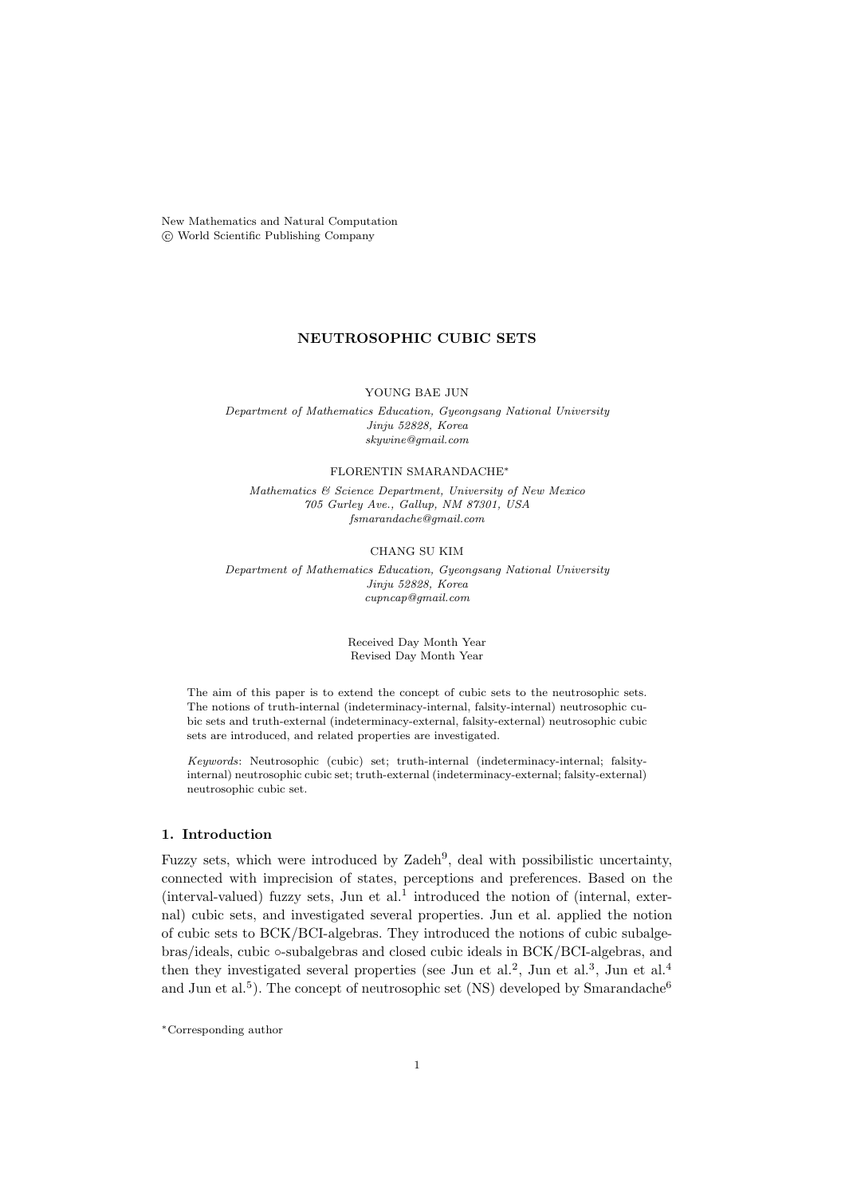New Mathematics and Natural Computation
© World Scientific Publishing Company

# NEUTROSOPHIC CUBIC SETS

YOUNG BAE JUN

*Department of Mathematics Education, Gyeongsang National University*
*Jinju 52828, Korea*
*skywine@gmail.com*

FLORENTIN SMARANDACHE*

*Mathematics & Science Department, University of New Mexico*
*705 Gurley Ave., Gallup, NM 87301, USA*
*fsmarandache@gmail.com*

CHANG SU KIM

*Department of Mathematics Education, Gyeongsang National University*
*Jinju 52828, Korea*
*cupncap@gmail.com*

Received Day Month Year
Revised Day Month Year

The aim of this paper is to extend the concept of cubic sets to the neutrosophic sets. The notions of truth-internal (indeterminacy-internal, falsity-internal) neutrosophic cubic sets and truth-external (indeterminacy-external, falsity-external) neutrosophic cubic sets are introduced, and related properties are investigated.

*Keywords*: Neutrosophic (cubic) set; truth-internal (indeterminacy-internal; falsity-internal) neutrosophic cubic set; truth-external (indeterminacy-external; falsity-external) neutrosophic cubic set.

## 1. Introduction

Fuzzy sets, which were introduced by Zadeh[9], deal with possibilistic uncertainty, connected with imprecision of states, perceptions and preferences. Based on the (interval-valued) fuzzy sets, Jun et al.[1] introduced the notion of (internal, external) cubic sets, and investigated several properties. Jun et al. applied the notion of cubic sets to BCK/BCI-algebras. They introduced the notions of cubic subalgebras/ideals, cubic ∘-subalgebras and closed cubic ideals in BCK/BCI-algebras, and then they investigated several properties (see Jun et al.[2], Jun et al.[3], Jun et al.[4] and Jun et al.[5]). The concept of neutrosophic set (NS) developed by Smarandache[6]

*Corresponding author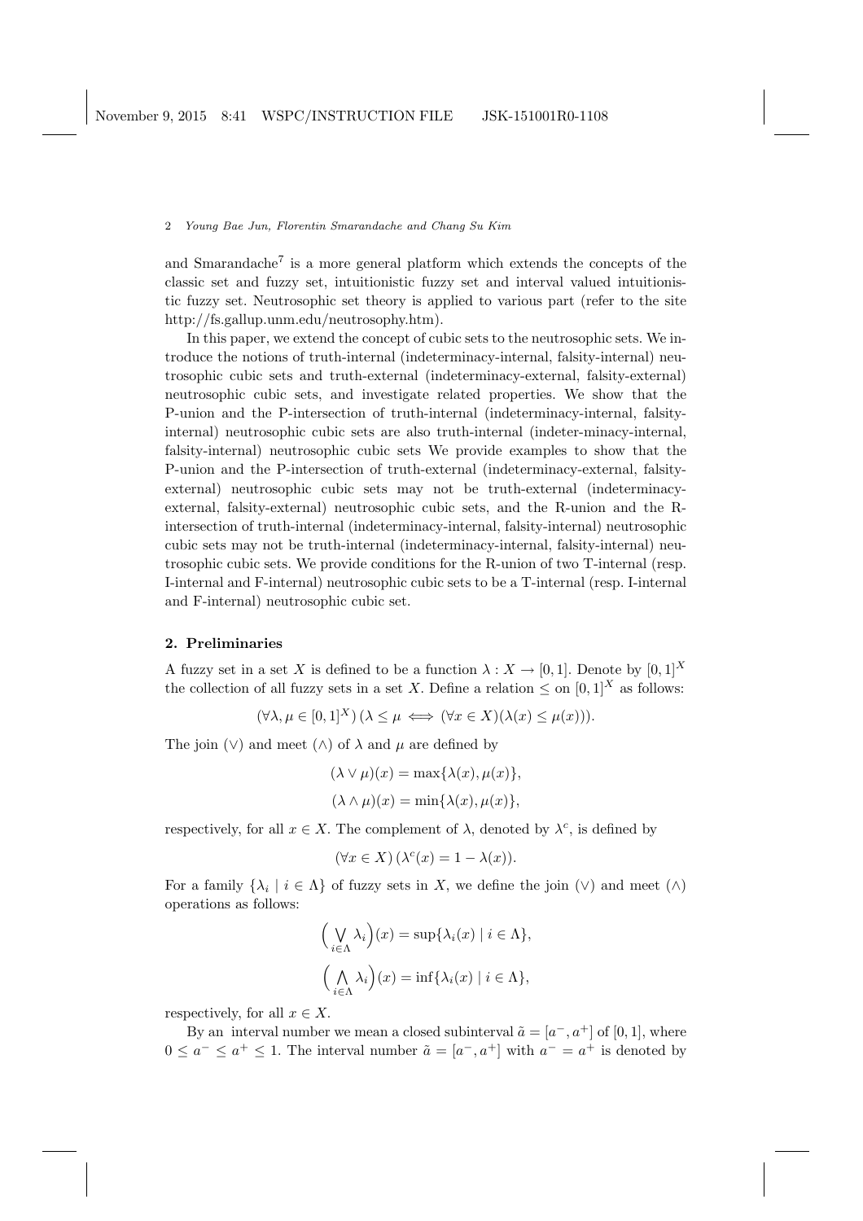and Smarandache[7] is a more general platform which extends the concepts of the classic set and fuzzy set, intuitionistic fuzzy set and interval valued intuitionistic fuzzy set. Neutrosophic set theory is applied to various part (refer to the site http://fs.gallup.unm.edu/neutrosophy.htm).

In this paper, we extend the concept of cubic sets to the neutrosophic sets. We introduce the notions of truth-internal (indeterminacy-internal, falsity-internal) neutrosophic cubic sets and truth-external (indeterminacy-external, falsity-external) neutrosophic cubic sets, and investigate related properties. We show that the P-union and the P-intersection of truth-internal (indeterminacy-internal, falsity-internal) neutrosophic cubic sets are also truth-internal (indeter-minacy-internal, falsity-internal) neutrosophic cubic sets We provide examples to show that the P-union and the P-intersection of truth-external (indeterminacy-external, falsity-external) neutrosophic cubic sets may not be truth-external (indeterminacy-external, falsity-external) neutrosophic cubic sets, and the R-union and the R-intersection of truth-internal (indeterminacy-internal, falsity-internal) neutrosophic cubic sets may not be truth-internal (indeterminacy-internal, falsity-internal) neutrosophic cubic sets. We provide conditions for the R-union of two T-internal (resp. I-internal and F-internal) neutrosophic cubic sets to be a T-internal (resp. I-internal and F-internal) neutrosophic cubic set.

## 2. Preliminaries

A fuzzy set in a set $X$ is defined to be a function $\lambda : X \to [0,1]$. Denote by $[0,1]^X$ the collection of all fuzzy sets in a set $X$. Define a relation $\leq$ on $[0,1]^X$ as follows:

$$(\forall \lambda, \mu \in [0,1]^X)\,(\lambda \leq \mu \iff (\forall x \in X)(\lambda(x) \leq \mu(x))).$$

The join ($\vee$) and meet ($\wedge$) of $\lambda$ and $\mu$ are defined by

$$(\lambda \vee \mu)(x) = \max\{\lambda(x), \mu(x)\},$$
$$(\lambda \wedge \mu)(x) = \min\{\lambda(x), \mu(x)\},$$

respectively, for all $x \in X$. The complement of $\lambda$, denoted by $\lambda^c$, is defined by

$$(\forall x \in X)\,(\lambda^c(x) = 1 - \lambda(x)).$$

For a family $\{\lambda_i \mid i \in \Lambda\}$ of fuzzy sets in $X$, we define the join ($\vee$) and meet ($\wedge$) operations as follows:

$$\Big(\bigvee_{i\in\Lambda} \lambda_i\Big)(x) = \sup\{\lambda_i(x) \mid i \in \Lambda\},$$
$$\Big(\bigwedge_{i\in\Lambda} \lambda_i\Big)(x) = \inf\{\lambda_i(x) \mid i \in \Lambda\},$$

respectively, for all $x \in X$.

By an interval number we mean a closed subinterval $\tilde{a} = [a^-, a^+]$ of $[0,1]$, where $0 \leq a^- \leq a^+ \leq 1$. The interval number $\tilde{a} = [a^-, a^+]$ with $a^- = a^+$ is denoted by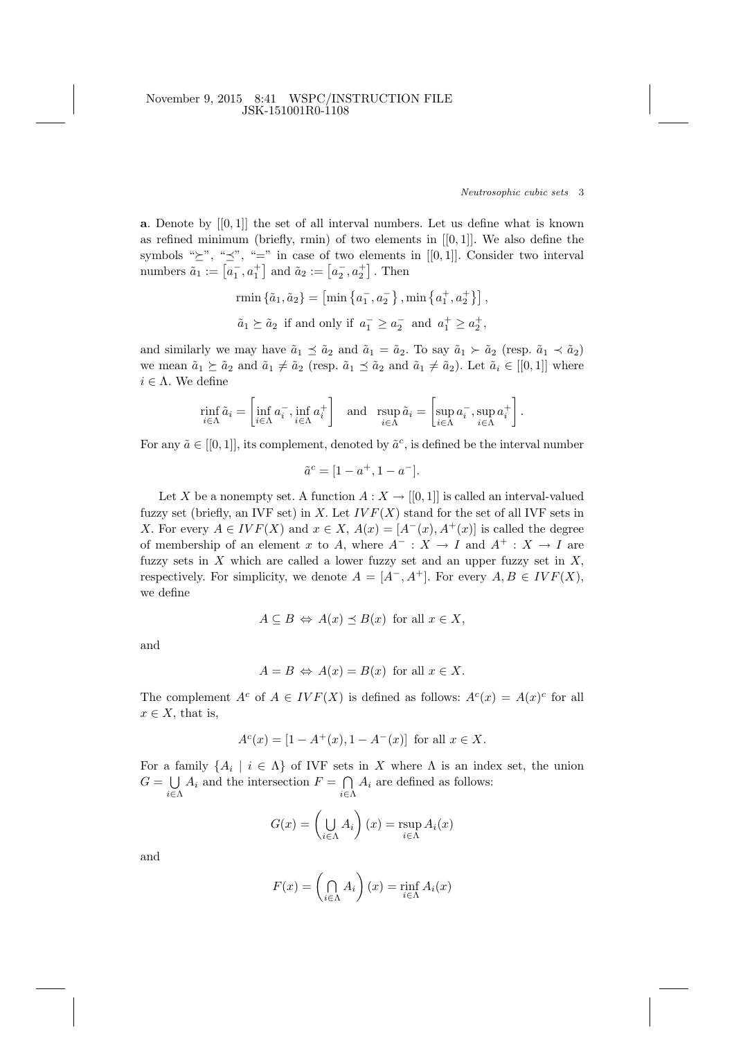**a**. Denote by $[[0,1]]$ the set of all interval numbers. Let us define what is known as refined minimum (briefly, rmin) of two elements in $[[0,1]]$. We also define the symbols "$\succeq$", "$\preceq$", "$=$" in case of two elements in $[[0,1]]$. Consider two interval numbers $\tilde{a}_1 := \left[a_1^-, a_1^+\right]$ and $\tilde{a}_2 := \left[a_2^-, a_2^+\right]$. Then

$$\operatorname{rmin}\left\{\tilde{a}_1, \tilde{a}_2\right\} = \left[\min\left\{a_1^-, a_2^-\right\}, \min\left\{a_1^+, a_2^+\right\}\right],$$

$$\tilde{a}_1 \succeq \tilde{a}_2 \text{ if and only if } a_1^- \geq a_2^- \text{ and } a_1^+ \geq a_2^+,$$

and similarly we may have $\tilde{a}_1 \preceq \tilde{a}_2$ and $\tilde{a}_1 = \tilde{a}_2$. To say $\tilde{a}_1 \succ \tilde{a}_2$ (resp. $\tilde{a}_1 \prec \tilde{a}_2$) we mean $\tilde{a}_1 \succeq \tilde{a}_2$ and $\tilde{a}_1 \neq \tilde{a}_2$ (resp. $\tilde{a}_1 \preceq \tilde{a}_2$ and $\tilde{a}_1 \neq \tilde{a}_2$). Let $\tilde{a}_i \in [[0,1]]$ where $i \in \Lambda$. We define

$$\operatorname*{rinf}_{i\in\Lambda} \tilde{a}_i = \left[\inf_{i\in\Lambda} a_i^-, \inf_{i\in\Lambda} a_i^+\right] \quad \text{and} \quad \operatorname*{rsup}_{i\in\Lambda} \tilde{a}_i = \left[\sup_{i\in\Lambda} a_i^-, \sup_{i\in\Lambda} a_i^+\right].$$

For any $\tilde{a} \in [[0,1]]$, its complement, denoted by $\tilde{a}^c$, is defined be the interval number

$$\tilde{a}^c = [1 - a^+, 1 - a^-].$$

Let $X$ be a nonempty set. A function $A : X \to [[0,1]]$ is called an interval-valued fuzzy set (briefly, an IVF set) in $X$. Let $IVF(X)$ stand for the set of all IVF sets in $X$. For every $A \in IVF(X)$ and $x \in X$, $A(x) = [A^-(x), A^+(x)]$ is called the degree of membership of an element $x$ to $A$, where $A^- : X \to I$ and $A^+ : X \to I$ are fuzzy sets in $X$ which are called a lower fuzzy set and an upper fuzzy set in $X$, respectively. For simplicity, we denote $A = [A^-, A^+]$. For every $A, B \in IVF(X)$, we define

$$A \subseteq B \Leftrightarrow A(x) \preceq B(x) \text{ for all } x \in X,$$

and

$$A = B \Leftrightarrow A(x) = B(x) \text{ for all } x \in X.$$

The complement $A^c$ of $A \in IVF(X)$ is defined as follows: $A^c(x) = A(x)^c$ for all $x \in X$, that is,

$$A^c(x) = [1 - A^+(x), 1 - A^-(x)] \text{ for all } x \in X.$$

For a family $\{A_i \mid i \in \Lambda\}$ of IVF sets in $X$ where $\Lambda$ is an index set, the union $G = \bigcup_{i\in\Lambda} A_i$ and the intersection $F = \bigcap_{i\in\Lambda} A_i$ are defined as follows:

$$G(x) = \left(\bigcup_{i\in\Lambda} A_i\right)(x) = \operatorname*{rsup}_{i\in\Lambda} A_i(x)$$

and

$$F(x) = \left(\bigcap_{i\in\Lambda} A_i\right)(x) = \operatorname*{rinf}_{i\in\Lambda} A_i(x)$$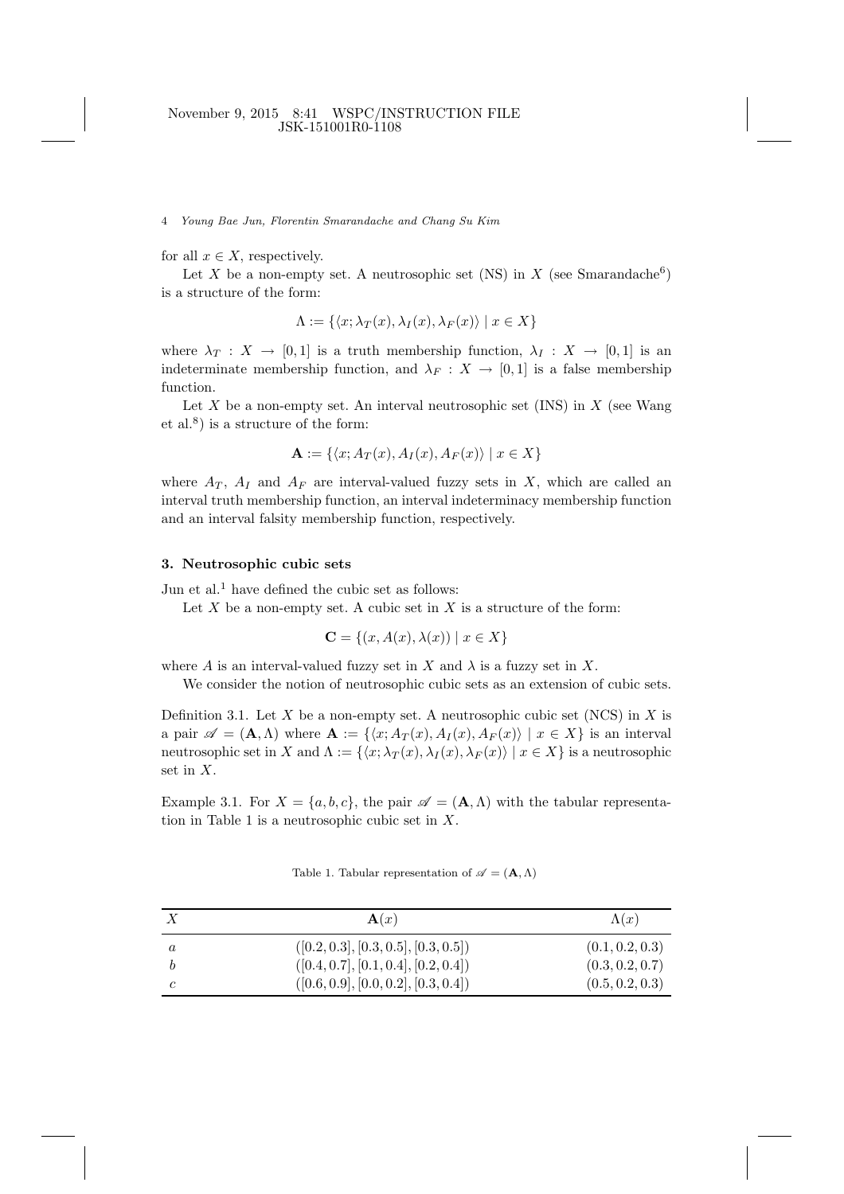for all $x \in X$, respectively.

Let $X$ be a non-empty set. A neutrosophic set (NS) in $X$ (see Smarandache[6]) is a structure of the form:

$$\Lambda := \{\langle x; \lambda_T(x), \lambda_I(x), \lambda_F(x)\rangle \mid x \in X\}$$

where $\lambda_T : X \to [0,1]$ is a truth membership function, $\lambda_I : X \to [0,1]$ is an indeterminate membership function, and $\lambda_F : X \to [0,1]$ is a false membership function.

Let $X$ be a non-empty set. An interval neutrosophic set (INS) in $X$ (see Wang et al.[8]) is a structure of the form:

$$\mathbf{A} := \{\langle x; A_T(x), A_I(x), A_F(x)\rangle \mid x \in X\}$$

where $A_T$, $A_I$ and $A_F$ are interval-valued fuzzy sets in $X$, which are called an interval truth membership function, an interval indeterminacy membership function and an interval falsity membership function, respectively.

## 3. Neutrosophic cubic sets

Jun et al.[1] have defined the cubic set as follows:

Let $X$ be a non-empty set. A cubic set in $X$ is a structure of the form:

$$\mathbf{C} = \{(x, A(x), \lambda(x)) \mid x \in X\}$$

where $A$ is an interval-valued fuzzy set in $X$ and $\lambda$ is a fuzzy set in $X$.

We consider the notion of neutrosophic cubic sets as an extension of cubic sets.

Definition 3.1. Let $X$ be a non-empty set. A neutrosophic cubic set (NCS) in $X$ is a pair $\mathscr{A} = (\mathbf{A}, \Lambda)$ where $\mathbf{A} := \{\langle x; A_T(x), A_I(x), A_F(x)\rangle \mid x \in X\}$ is an interval neutrosophic set in $X$ and $\Lambda := \{\langle x; \lambda_T(x), \lambda_I(x), \lambda_F(x)\rangle \mid x \in X\}$ is a neutrosophic set in $X$.

Example 3.1. For $X = \{a, b, c\}$, the pair $\mathscr{A} = (\mathbf{A}, \Lambda)$ with the tabular representation in Table 1 is a neutrosophic cubic set in $X$.

Table 1. Tabular representation of $\mathscr{A} = (\mathbf{A}, \Lambda)$

| $X$ | $\mathbf{A}(x)$ | $\Lambda(x)$ |
|---|---|---|
| $a$ | $([0.2, 0.3], [0.3, 0.5], [0.3, 0.5])$ | $(0.1, 0.2, 0.3)$ |
| $b$ | $([0.4, 0.7], [0.1, 0.4], [0.2, 0.4])$ | $(0.3, 0.2, 0.7)$ |
| $c$ | $([0.6, 0.9], [0.0, 0.2], [0.3, 0.4])$ | $(0.5, 0.2, 0.3)$ |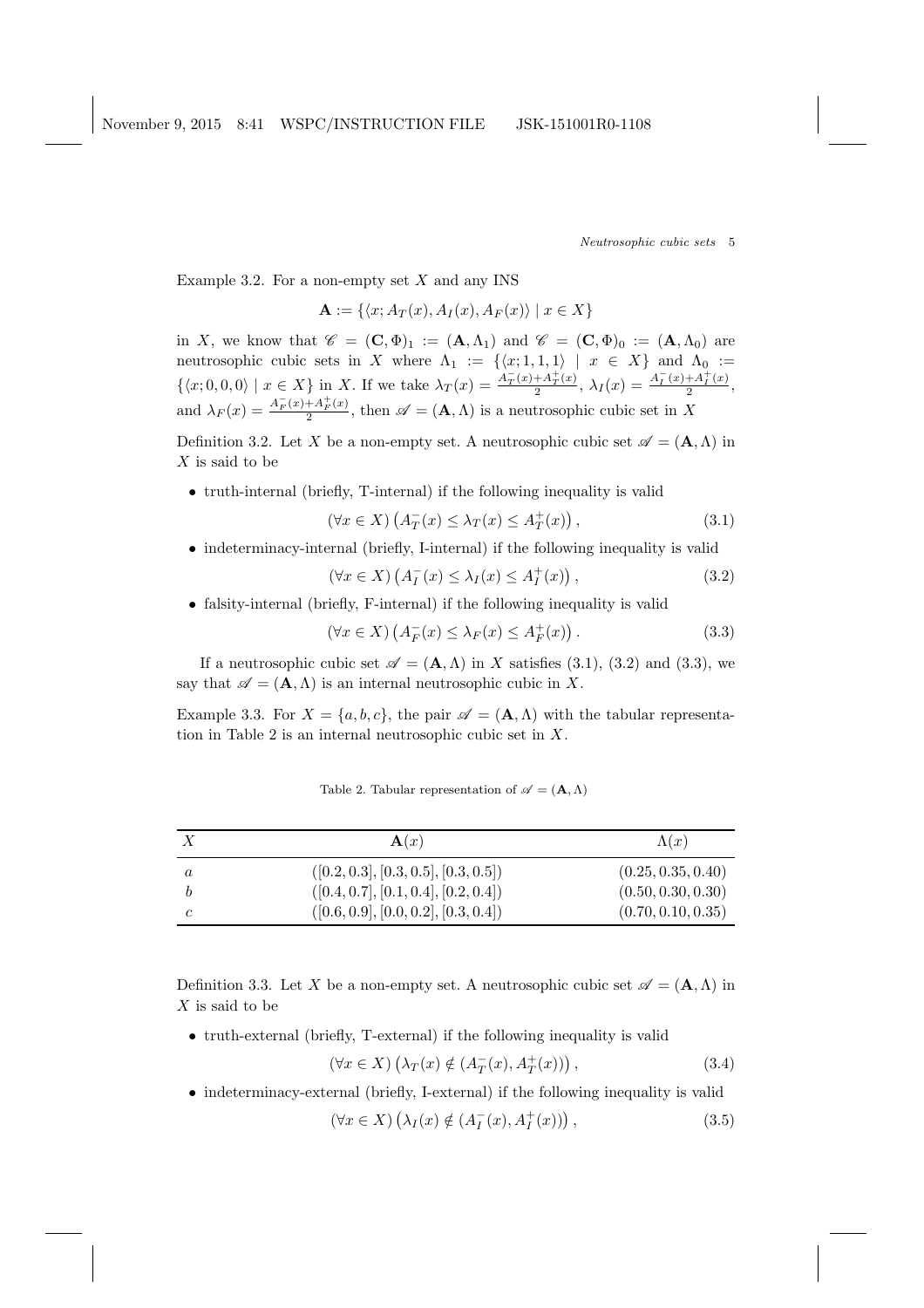Example 3.2. For a non-empty set $X$ and any INS

$$\mathbf{A} := \{\langle x; A_T(x), A_I(x), A_F(x)\rangle \mid x \in X\}$$

in $X$, we know that $\mathscr{C} = (\mathbf{C}, \Phi)_1 := (\mathbf{A}, \Lambda_1)$ and $\mathscr{C} = (\mathbf{C}, \Phi)_0 := (\mathbf{A}, \Lambda_0)$ are neutrosophic cubic sets in $X$ where $\Lambda_1 := \{\langle x; 1, 1, 1\rangle \mid x \in X\}$ and $\Lambda_0 := \{\langle x; 0, 0, 0\rangle \mid x \in X\}$ in $X$. If we take $\lambda_T(x) = \frac{A_T^-(x)+A_T^+(x)}{2}$, $\lambda_I(x) = \frac{A_I^-(x)+A_I^+(x)}{2}$, and $\lambda_F(x) = \frac{A_F^-(x)+A_F^+(x)}{2}$, then $\mathscr{A} = (\mathbf{A}, \Lambda)$ is a neutrosophic cubic set in $X$

Definition 3.2. Let $X$ be a non-empty set. A neutrosophic cubic set $\mathscr{A} = (\mathbf{A}, \Lambda)$ in $X$ is said to be

- truth-internal (briefly, T-internal) if the following inequality is valid

$$(\forall x \in X)\left(A_T^-(x) \leq \lambda_T(x) \leq A_T^+(x)\right), \tag{3.1}$$

- indeterminacy-internal (briefly, I-internal) if the following inequality is valid

$$(\forall x \in X)\left(A_I^-(x) \leq \lambda_I(x) \leq A_I^+(x)\right), \tag{3.2}$$

- falsity-internal (briefly, F-internal) if the following inequality is valid

$$(\forall x \in X)\left(A_F^-(x) \leq \lambda_F(x) \leq A_F^+(x)\right). \tag{3.3}$$

If a neutrosophic cubic set $\mathscr{A} = (\mathbf{A}, \Lambda)$ in $X$ satisfies (3.1), (3.2) and (3.3), we say that $\mathscr{A} = (\mathbf{A}, \Lambda)$ is an internal neutrosophic cubic in $X$.

Example 3.3. For $X = \{a, b, c\}$, the pair $\mathscr{A} = (\mathbf{A}, \Lambda)$ with the tabular representation in Table 2 is an internal neutrosophic cubic set in $X$.

Table 2. Tabular representation of $\mathscr{A} = (\mathbf{A}, \Lambda)$

| $X$ | $\mathbf{A}(x)$ | $\Lambda(x)$ |
|---|---|---|
| $a$ | $([0.2, 0.3], [0.3, 0.5], [0.3, 0.5])$ | $(0.25, 0.35, 0.40)$ |
| $b$ | $([0.4, 0.7], [0.1, 0.4], [0.2, 0.4])$ | $(0.50, 0.30, 0.30)$ |
| $c$ | $([0.6, 0.9], [0.0, 0.2], [0.3, 0.4])$ | $(0.70, 0.10, 0.35)$ |

Definition 3.3. Let $X$ be a non-empty set. A neutrosophic cubic set $\mathscr{A} = (\mathbf{A}, \Lambda)$ in $X$ is said to be

- truth-external (briefly, T-external) if the following inequality is valid

$$(\forall x \in X)\left(\lambda_T(x) \notin (A_T^-(x), A_T^+(x))\right), \tag{3.4}$$

- indeterminacy-external (briefly, I-external) if the following inequality is valid

$$(\forall x \in X)\left(\lambda_I(x) \notin (A_I^-(x), A_I^+(x))\right), \tag{3.5}$$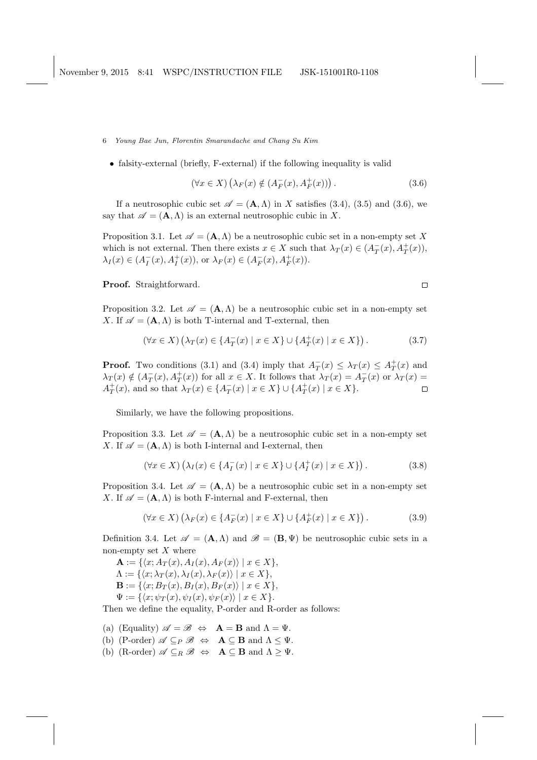- falsity-external (briefly, F-external) if the following inequality is valid

$$(\forall x \in X)\left(\lambda_F(x) \notin (A_F^-(x), A_F^+(x))\right). \tag{3.6}$$

If a neutrosophic cubic set $\mathscr{A} = (\mathbf{A}, \Lambda)$ in $X$ satisfies (3.4), (3.5) and (3.6), we say that $\mathscr{A} = (\mathbf{A}, \Lambda)$ is an external neutrosophic cubic in $X$.

Proposition 3.1. Let $\mathscr{A} = (\mathbf{A}, \Lambda)$ be a neutrosophic cubic set in a non-empty set $X$ which is not external. Then there exists $x \in X$ such that $\lambda_T(x) \in (A_T^-(x), A_T^+(x))$, $\lambda_I(x) \in (A_I^-(x), A_I^+(x))$, or $\lambda_F(x) \in (A_F^-(x), A_F^+(x))$.

**Proof.** Straightforward. □

Proposition 3.2. Let $\mathscr{A} = (\mathbf{A}, \Lambda)$ be a neutrosophic cubic set in a non-empty set $X$. If $\mathscr{A} = (\mathbf{A}, \Lambda)$ is both T-internal and T-external, then

$$(\forall x \in X)\left(\lambda_T(x) \in \{A_T^-(x) \mid x \in X\} \cup \{A_T^+(x) \mid x \in X\}\right). \tag{3.7}$$

**Proof.** Two conditions (3.1) and (3.4) imply that $A_T^-(x) \leq \lambda_T(x) \leq A_T^+(x)$ and $\lambda_T(x) \notin (A_T^-(x), A_T^+(x))$ for all $x \in X$. It follows that $\lambda_T(x) = A_T^-(x)$ or $\lambda_T(x) = A_T^+(x)$, and so that $\lambda_T(x) \in \{A_T^-(x) \mid x \in X\} \cup \{A_T^+(x) \mid x \in X\}$. □

Similarly, we have the following propositions.

Proposition 3.3. Let $\mathscr{A} = (\mathbf{A}, \Lambda)$ be a neutrosophic cubic set in a non-empty set $X$. If $\mathscr{A} = (\mathbf{A}, \Lambda)$ is both I-internal and I-external, then

$$(\forall x \in X)\left(\lambda_I(x) \in \{A_I^-(x) \mid x \in X\} \cup \{A_I^+(x) \mid x \in X\}\right). \tag{3.8}$$

Proposition 3.4. Let $\mathscr{A} = (\mathbf{A}, \Lambda)$ be a neutrosophic cubic set in a non-empty set $X$. If $\mathscr{A} = (\mathbf{A}, \Lambda)$ is both F-internal and F-external, then

$$(\forall x \in X)\left(\lambda_F(x) \in \{A_F^-(x) \mid x \in X\} \cup \{A_F^+(x) \mid x \in X\}\right). \tag{3.9}$$

Definition 3.4. Let $\mathscr{A} = (\mathbf{A}, \Lambda)$ and $\mathscr{B} = (\mathbf{B}, \Psi)$ be neutrosophic cubic sets in a non-empty set $X$ where

$\mathbf{A} := \{\langle x; A_T(x), A_I(x), A_F(x)\rangle \mid x \in X\}$,
$\Lambda := \{\langle x; \lambda_T(x), \lambda_I(x), \lambda_F(x)\rangle \mid x \in X\}$,
$\mathbf{B} := \{\langle x; B_T(x), B_I(x), B_F(x)\rangle \mid x \in X\}$,
$\Psi := \{\langle x; \psi_T(x), \psi_I(x), \psi_F(x)\rangle \mid x \in X\}$.

Then we define the equality, P-order and R-order as follows:

(a) (Equality) $\mathscr{A} = \mathscr{B} \;\Leftrightarrow\; \mathbf{A} = \mathbf{B}$ and $\Lambda = \Psi$.
(b) (P-order) $\mathscr{A} \subseteq_P \mathscr{B} \;\Leftrightarrow\; \mathbf{A} \subseteq \mathbf{B}$ and $\Lambda \leq \Psi$.
(b) (R-order) $\mathscr{A} \subseteq_R \mathscr{B} \;\Leftrightarrow\; \mathbf{A} \subseteq \mathbf{B}$ and $\Lambda \geq \Psi$.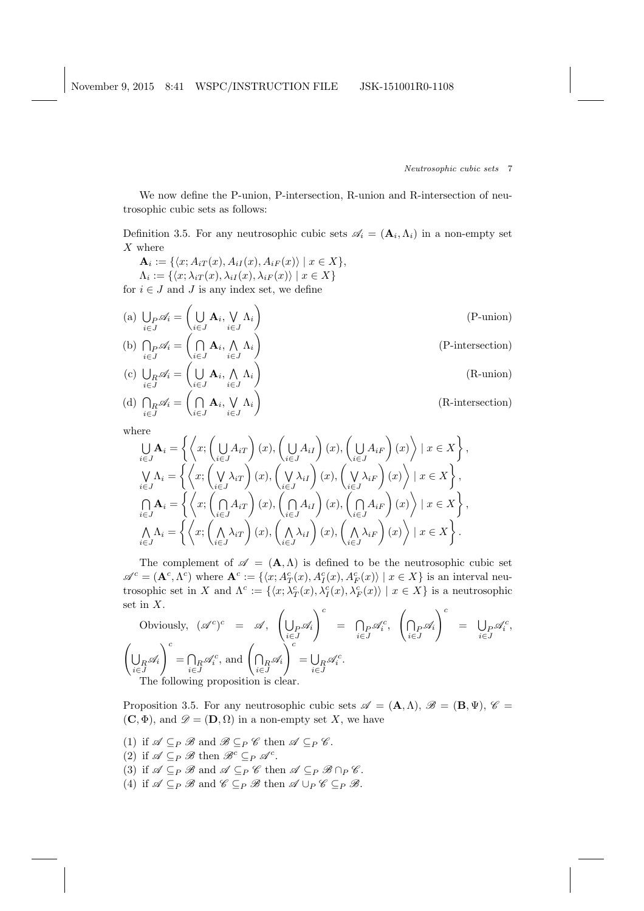We now define the P-union, P-intersection, R-union and R-intersection of neutrosophic cubic sets as follows:

Definition 3.5. For any neutrosophic cubic sets $\mathscr{A}_i = (\mathbf{A}_i, \Lambda_i)$ in a non-empty set $X$ where

$\mathbf{A}_i := \{\langle x; A_{iT}(x), A_{iI}(x), A_{iF}(x)\rangle \mid x \in X\}$,
$\Lambda_i := \{\langle x; \lambda_{iT}(x), \lambda_{iI}(x), \lambda_{iF}(x)\rangle \mid x \in X\}$

for $i \in J$ and $J$ is any index set, we define

(a) $\bigcup_{P\, i\in J} \mathscr{A}_i = \left( \bigcup_{i \in J} \mathbf{A}_i, \bigvee_{i\in J} \Lambda_i \right)$ (P-union)

(b) $\bigcap_{P\, i\in J} \mathscr{A}_i = \left( \bigcap_{i \in J} \mathbf{A}_i, \bigwedge_{i\in J} \Lambda_i \right)$ (P-intersection)

(c) $\bigcup_{R\, i\in J} \mathscr{A}_i = \left( \bigcup_{i \in J} \mathbf{A}_i, \bigwedge_{i\in J} \Lambda_i \right)$ (R-union)

(d) $\bigcap_{R\, i\in J} \mathscr{A}_i = \left( \bigcap_{i \in J} \mathbf{A}_i, \bigvee_{i\in J} \Lambda_i \right)$ (R-intersection)

where

$$\bigcup_{i\in J} \mathbf{A}_i = \left\{ \left\langle x; \left(\bigcup_{i\in J} A_{iT}\right)(x), \left(\bigcup_{i\in J} A_{iI}\right)(x), \left(\bigcup_{i\in J} A_{iF}\right)(x) \right\rangle \mid x \in X \right\},$$

$$\bigvee_{i\in J} \Lambda_i = \left\{ \left\langle x; \left(\bigvee_{i\in J} \lambda_{iT}\right)(x), \left(\bigvee_{i\in J} \lambda_{iI}\right)(x), \left(\bigvee_{i\in J} \lambda_{iF}\right)(x) \right\rangle \mid x \in X \right\},$$

$$\bigcap_{i\in J} \mathbf{A}_i = \left\{ \left\langle x; \left(\bigcap_{i\in J} A_{iT}\right)(x), \left(\bigcap_{i\in J} A_{iI}\right)(x), \left(\bigcap_{i\in J} A_{iF}\right)(x) \right\rangle \mid x \in X \right\},$$

$$\bigwedge_{i\in J} \Lambda_i = \left\{ \left\langle x; \left(\bigwedge_{i\in J} \lambda_{iT}\right)(x), \left(\bigwedge_{i\in J} \lambda_{iI}\right)(x), \left(\bigwedge_{i\in J} \lambda_{iF}\right)(x) \right\rangle \mid x \in X \right\}.$$

The complement of $\mathscr{A} = (\mathbf{A}, \Lambda)$ is defined to be the neutrosophic cubic set $\mathscr{A}^c = (\mathbf{A}^c, \Lambda^c)$ where $\mathbf{A}^c := \{\langle x; A_T^c(x), A_I^c(x), A_F^c(x)\rangle \mid x \in X\}$ is an interval neutrosophic set in $X$ and $\Lambda^c := \{\langle x; \lambda_T^c(x), \lambda_I^c(x), \lambda_F^c(x)\rangle \mid x \in X\}$ is a neutrosophic set in $X$.

Obviously, $(\mathscr{A}^c)^c = \mathscr{A}$, $\left(\bigcup_{P\, i\in J} \mathscr{A}_i\right)^c = \bigcap_{P\, i\in J} \mathscr{A}_i^c$, $\left(\bigcap_{P\, i\in J} \mathscr{A}_i\right)^c = \bigcup_{P\, i\in J} \mathscr{A}_i^c$, $\left(\bigcup_{R\, i\in J} \mathscr{A}_i\right)^c = \bigcap_{R\, i\in J} \mathscr{A}_i^c$, and $\left(\bigcap_{R\, i\in J} \mathscr{A}_i\right)^c = \bigcup_{R\, i\in J} \mathscr{A}_i^c$.

The following proposition is clear.

Proposition 3.5. For any neutrosophic cubic sets $\mathscr{A} = (\mathbf{A}, \Lambda)$, $\mathscr{B} = (\mathbf{B}, \Psi)$, $\mathscr{C} = (\mathbf{C}, \Phi)$, and $\mathscr{D} = (\mathbf{D}, \Omega)$ in a non-empty set $X$, we have

(1) if $\mathscr{A} \subseteq_P \mathscr{B}$ and $\mathscr{B} \subseteq_P \mathscr{C}$ then $\mathscr{A} \subseteq_P \mathscr{C}$.
(2) if $\mathscr{A} \subseteq_P \mathscr{B}$ then $\mathscr{B}^c \subseteq_P \mathscr{A}^c$.
(3) if $\mathscr{A} \subseteq_P \mathscr{B}$ and $\mathscr{A} \subseteq_P \mathscr{C}$ then $\mathscr{A} \subseteq_P \mathscr{B} \cap_P \mathscr{C}$.
(4) if $\mathscr{A} \subseteq_P \mathscr{B}$ and $\mathscr{C} \subseteq_P \mathscr{B}$ then $\mathscr{A} \cup_P \mathscr{C} \subseteq_P \mathscr{B}$.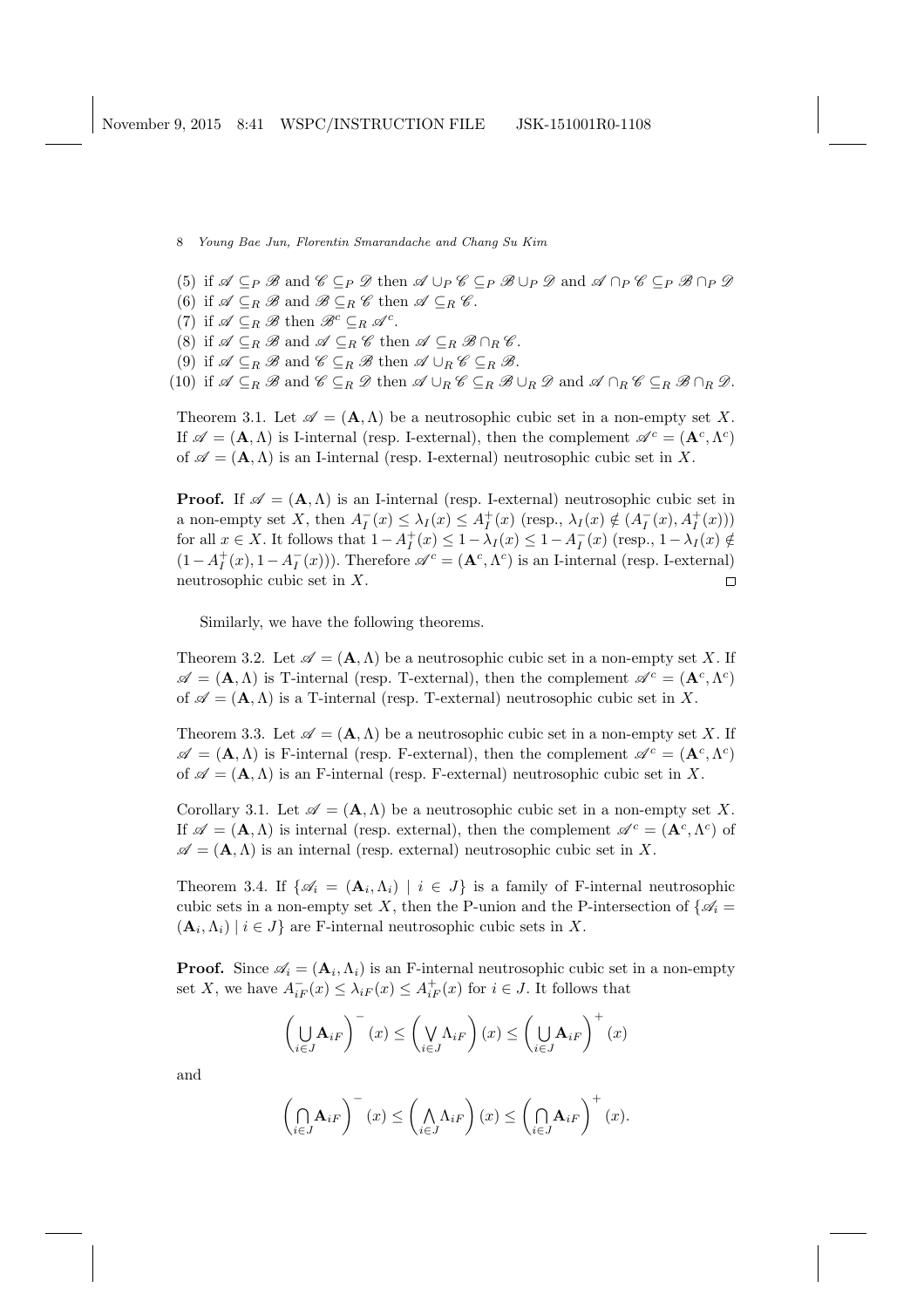(5) if $\mathscr{A} \subseteq_P \mathscr{B}$ and $\mathscr{C} \subseteq_P \mathscr{D}$ then $\mathscr{A} \cup_P \mathscr{C} \subseteq_P \mathscr{B} \cup_P \mathscr{D}$ and $\mathscr{A} \cap_P \mathscr{C} \subseteq_P \mathscr{B} \cap_P \mathscr{D}$

(6) if $\mathscr{A} \subseteq_R \mathscr{B}$ and $\mathscr{B} \subseteq_R \mathscr{C}$ then $\mathscr{A} \subseteq_R \mathscr{C}$.

(7) if $\mathscr{A} \subseteq_R \mathscr{B}$ then $\mathscr{B}^c \subseteq_R \mathscr{A}^c$.

(8) if $\mathscr{A} \subseteq_R \mathscr{B}$ and $\mathscr{A} \subseteq_R \mathscr{C}$ then $\mathscr{A} \subseteq_R \mathscr{B} \cap_R \mathscr{C}$.

(9) if $\mathscr{A} \subseteq_R \mathscr{B}$ and $\mathscr{C} \subseteq_R \mathscr{B}$ then $\mathscr{A} \cup_R \mathscr{C} \subseteq_R \mathscr{B}$.

(10) if $\mathscr{A} \subseteq_R \mathscr{B}$ and $\mathscr{C} \subseteq_R \mathscr{D}$ then $\mathscr{A} \cup_R \mathscr{C} \subseteq_R \mathscr{B} \cup_R \mathscr{D}$ and $\mathscr{A} \cap_R \mathscr{C} \subseteq_R \mathscr{B} \cap_R \mathscr{D}$.

Theorem 3.1. Let $\mathscr{A} = (\mathbf{A}, \Lambda)$ be a neutrosophic cubic set in a non-empty set $X$. If $\mathscr{A} = (\mathbf{A}, \Lambda)$ is I-internal (resp. I-external), then the complement $\mathscr{A}^c = (\mathbf{A}^c, \Lambda^c)$ of $\mathscr{A} = (\mathbf{A}, \Lambda)$ is an I-internal (resp. I-external) neutrosophic cubic set in $X$.

**Proof.** If $\mathscr{A} = (\mathbf{A}, \Lambda)$ is an I-internal (resp. I-external) neutrosophic cubic set in a non-empty set $X$, then $A_I^-(x) \leq \lambda_I(x) \leq A_I^+(x)$ (resp., $\lambda_I(x) \notin (A_I^-(x), A_I^+(x))$) for all $x \in X$. It follows that $1 - A_I^+(x) \leq 1 - \lambda_I(x) \leq 1 - A_I^-(x)$ (resp., $1 - \lambda_I(x) \notin (1 - A_I^+(x), 1 - A_I^-(x))$). Therefore $\mathscr{A}^c = (\mathbf{A}^c, \Lambda^c)$ is an I-internal (resp. I-external) neutrosophic cubic set in $X$. $\square$

Similarly, we have the following theorems.

Theorem 3.2. Let $\mathscr{A} = (\mathbf{A}, \Lambda)$ be a neutrosophic cubic set in a non-empty set $X$. If $\mathscr{A} = (\mathbf{A}, \Lambda)$ is T-internal (resp. T-external), then the complement $\mathscr{A}^c = (\mathbf{A}^c, \Lambda^c)$ of $\mathscr{A} = (\mathbf{A}, \Lambda)$ is a T-internal (resp. T-external) neutrosophic cubic set in $X$.

Theorem 3.3. Let $\mathscr{A} = (\mathbf{A}, \Lambda)$ be a neutrosophic cubic set in a non-empty set $X$. If $\mathscr{A} = (\mathbf{A}, \Lambda)$ is F-internal (resp. F-external), then the complement $\mathscr{A}^c = (\mathbf{A}^c, \Lambda^c)$ of $\mathscr{A} = (\mathbf{A}, \Lambda)$ is an F-internal (resp. F-external) neutrosophic cubic set in $X$.

Corollary 3.1. Let $\mathscr{A} = (\mathbf{A}, \Lambda)$ be a neutrosophic cubic set in a non-empty set $X$. If $\mathscr{A} = (\mathbf{A}, \Lambda)$ is internal (resp. external), then the complement $\mathscr{A}^c = (\mathbf{A}^c, \Lambda^c)$ of $\mathscr{A} = (\mathbf{A}, \Lambda)$ is an internal (resp. external) neutrosophic cubic set in $X$.

Theorem 3.4. If $\{\mathscr{A}_i = (\mathbf{A}_i, \Lambda_i) \mid i \in J\}$ is a family of F-internal neutrosophic cubic sets in a non-empty set $X$, then the P-union and the P-intersection of $\{\mathscr{A}_i = (\mathbf{A}_i, \Lambda_i) \mid i \in J\}$ are F-internal neutrosophic cubic sets in $X$.

**Proof.** Since $\mathscr{A}_i = (\mathbf{A}_i, \Lambda_i)$ is an F-internal neutrosophic cubic set in a non-empty set $X$, we have $A_{iF}^-(x) \leq \lambda_{iF}(x) \leq A_{iF}^+(x)$ for $i \in J$. It follows that

$$\left( \bigcup_{i \in J} \mathbf{A}_{iF} \right)^- (x) \leq \left( \bigvee_{i \in J} \Lambda_{iF} \right)(x) \leq \left( \bigcup_{i \in J} \mathbf{A}_{iF} \right)^+ (x)$$

and

$$\left( \bigcap_{i \in J} \mathbf{A}_{iF} \right)^- (x) \leq \left( \bigwedge_{i \in J} \Lambda_{iF} \right)(x) \leq \left( \bigcap_{i \in J} \mathbf{A}_{iF} \right)^+ (x).$$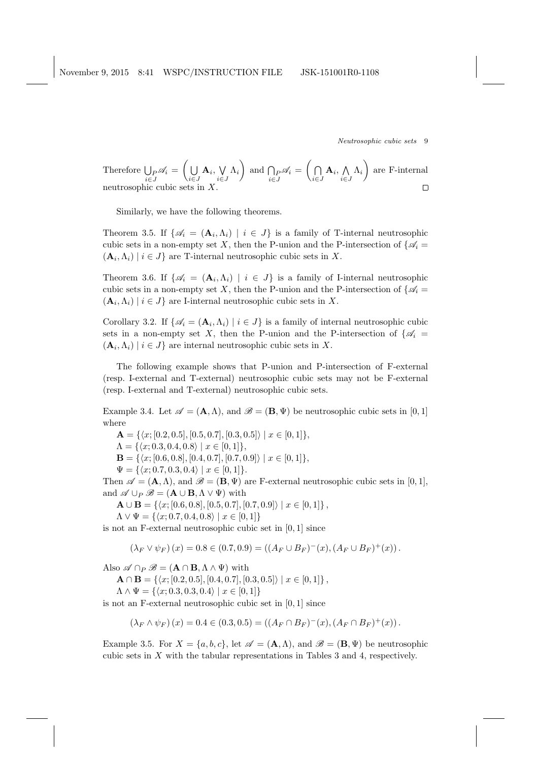Therefore $\bigcup_{P} \mathscr{A}_i = \left( \bigcup_{i \in J} \mathbf{A}_i, \bigvee_{i \in J} \Lambda_i \right)$ and $\bigcap_{P} \mathscr{A}_i = \left( \bigcap_{i \in J} \mathbf{A}_i, \bigwedge_{i \in J} \Lambda_i \right)$ are F-internal neutrosophic cubic sets in $X$. $\square$

Similarly, we have the following theorems.

Theorem 3.5. If $\{\mathscr{A}_i = (\mathbf{A}_i, \Lambda_i) \mid i \in J\}$ is a family of T-internal neutrosophic cubic sets in a non-empty set $X$, then the P-union and the P-intersection of $\{\mathscr{A}_i = (\mathbf{A}_i, \Lambda_i) \mid i \in J\}$ are T-internal neutrosophic cubic sets in $X$.

Theorem 3.6. If $\{\mathscr{A}_i = (\mathbf{A}_i, \Lambda_i) \mid i \in J\}$ is a family of I-internal neutrosophic cubic sets in a non-empty set $X$, then the P-union and the P-intersection of $\{\mathscr{A}_i = (\mathbf{A}_i, \Lambda_i) \mid i \in J\}$ are I-internal neutrosophic cubic sets in $X$.

Corollary 3.2. If $\{\mathscr{A}_i = (\mathbf{A}_i, \Lambda_i) \mid i \in J\}$ is a family of internal neutrosophic cubic sets in a non-empty set $X$, then the P-union and the P-intersection of $\{\mathscr{A}_i = (\mathbf{A}_i, \Lambda_i) \mid i \in J\}$ are internal neutrosophic cubic sets in $X$.

The following example shows that P-union and P-intersection of F-external (resp. I-external and T-external) neutrosophic cubic sets may not be F-external (resp. I-external and T-external) neutrosophic cubic sets.

Example 3.4. Let $\mathscr{A} = (\mathbf{A}, \Lambda)$, and $\mathscr{B} = (\mathbf{B}, \Psi)$ be neutrosophic cubic sets in $[0, 1]$ where

$\mathbf{A} = \{\langle x; [0.2, 0.5], [0.5, 0.7], [0.3, 0.5]\rangle \mid x \in [0, 1]\}$,
$\Lambda = \{\langle x; 0.3, 0.4, 0.8\rangle \mid x \in [0, 1]\}$,
$\mathbf{B} = \{\langle x; [0.6, 0.8], [0.4, 0.7], [0.7, 0.9]\rangle \mid x \in [0, 1]\}$,
$\Psi = \{\langle x; 0.7, 0.3, 0.4\rangle \mid x \in [0, 1]\}$.

Then $\mathscr{A} = (\mathbf{A}, \Lambda)$, and $\mathscr{B} = (\mathbf{B}, \Psi)$ are F-external neutrosophic cubic sets in $[0, 1]$, and $\mathscr{A} \cup_P \mathscr{B} = (\mathbf{A} \cup \mathbf{B}, \Lambda \vee \Psi)$ with

$\mathbf{A} \cup \mathbf{B} = \{\langle x; [0.6, 0.8], [0.5, 0.7], [0.7, 0.9]\rangle \mid x \in [0, 1]\}$,
$\Lambda \vee \Psi = \{\langle x; 0.7, 0.4, 0.8\rangle \mid x \in [0, 1]\}$

is not an F-external neutrosophic cubic set in $[0, 1]$ since

$$(\lambda_F \vee \psi_F)(x) = 0.8 \in (0.7, 0.9) = ((A_F \cup B_F)^-(x), (A_F \cup B_F)^+(x)).$$

Also $\mathscr{A} \cap_P \mathscr{B} = (\mathbf{A} \cap \mathbf{B}, \Lambda \wedge \Psi)$ with

$\mathbf{A} \cap \mathbf{B} = \{\langle x; [0.2, 0.5], [0.4, 0.7], [0.3, 0.5]\rangle \mid x \in [0, 1]\}$,
$\Lambda \wedge \Psi = \{\langle x; 0.3, 0.3, 0.4\rangle \mid x \in [0, 1]\}$

is not an F-external neutrosophic cubic set in $[0, 1]$ since

$$(\lambda_F \wedge \psi_F)(x) = 0.4 \in (0.3, 0.5) = ((A_F \cap B_F)^-(x), (A_F \cap B_F)^+(x)).$$

Example 3.5. For $X = \{a, b, c\}$, let $\mathscr{A} = (\mathbf{A}, \Lambda)$, and $\mathscr{B} = (\mathbf{B}, \Psi)$ be neutrosophic cubic sets in $X$ with the tabular representations in Tables 3 and 4, respectively.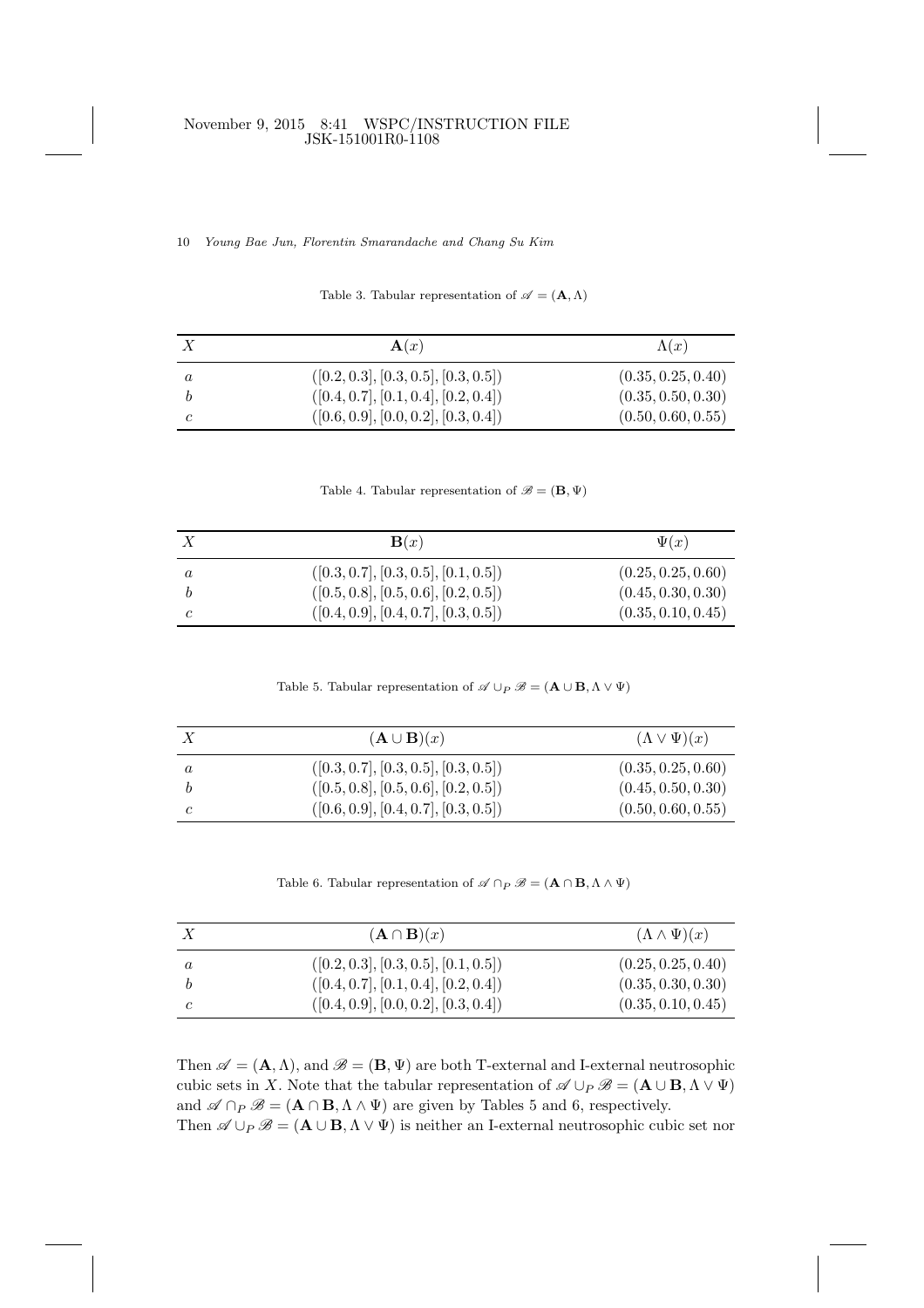Table 3. Tabular representation of $\mathscr{A} = (\mathbf{A}, \Lambda)$

| $X$ | $\mathbf{A}(x)$ | $\Lambda(x)$ |
|---|---|---|
| $a$ | $([0.2, 0.3], [0.3, 0.5], [0.3, 0.5])$ | $(0.35, 0.25, 0.40)$ |
| $b$ | $([0.4, 0.7], [0.1, 0.4], [0.2, 0.4])$ | $(0.35, 0.50, 0.30)$ |
| $c$ | $([0.6, 0.9], [0.0, 0.2], [0.3, 0.4])$ | $(0.50, 0.60, 0.55)$ |

Table 4. Tabular representation of $\mathscr{B} = (\mathbf{B}, \Psi)$

| $X$ | $\mathbf{B}(x)$ | $\Psi(x)$ |
|---|---|---|
| $a$ | $([0.3, 0.7], [0.3, 0.5], [0.1, 0.5])$ | $(0.25, 0.25, 0.60)$ |
| $b$ | $([0.5, 0.8], [0.5, 0.6], [0.2, 0.5])$ | $(0.45, 0.30, 0.30)$ |
| $c$ | $([0.4, 0.9], [0.4, 0.7], [0.3, 0.5])$ | $(0.35, 0.10, 0.45)$ |

Table 5. Tabular representation of $\mathscr{A} \cup_P \mathscr{B} = (\mathbf{A} \cup \mathbf{B}, \Lambda \vee \Psi)$

| $X$ | $(\mathbf{A} \cup \mathbf{B})(x)$ | $(\Lambda \vee \Psi)(x)$ |
|---|---|---|
| $a$ | $([0.3, 0.7], [0.3, 0.5], [0.3, 0.5])$ | $(0.35, 0.25, 0.60)$ |
| $b$ | $([0.5, 0.8], [0.5, 0.6], [0.2, 0.5])$ | $(0.45, 0.50, 0.30)$ |
| $c$ | $([0.6, 0.9], [0.4, 0.7], [0.3, 0.5])$ | $(0.50, 0.60, 0.55)$ |

Table 6. Tabular representation of $\mathscr{A} \cap_P \mathscr{B} = (\mathbf{A} \cap \mathbf{B}, \Lambda \wedge \Psi)$

| $X$ | $(\mathbf{A} \cap \mathbf{B})(x)$ | $(\Lambda \wedge \Psi)(x)$ |
|---|---|---|
| $a$ | $([0.2, 0.3], [0.3, 0.5], [0.1, 0.5])$ | $(0.25, 0.25, 0.40)$ |
| $b$ | $([0.4, 0.7], [0.1, 0.4], [0.2, 0.4])$ | $(0.35, 0.30, 0.30)$ |
| $c$ | $([0.4, 0.9], [0.0, 0.2], [0.3, 0.4])$ | $(0.35, 0.10, 0.45)$ |

Then $\mathscr{A} = (\mathbf{A}, \Lambda)$, and $\mathscr{B} = (\mathbf{B}, \Psi)$ are both T-external and I-external neutrosophic cubic sets in $X$. Note that the tabular representation of $\mathscr{A} \cup_P \mathscr{B} = (\mathbf{A} \cup \mathbf{B}, \Lambda \vee \Psi)$ and $\mathscr{A} \cap_P \mathscr{B} = (\mathbf{A} \cap \mathbf{B}, \Lambda \wedge \Psi)$ are given by Tables 5 and 6, respectively.
Then $\mathscr{A} \cup_P \mathscr{B} = (\mathbf{A} \cup \mathbf{B}, \Lambda \vee \Psi)$ is neither an I-external neutrosophic cubic set nor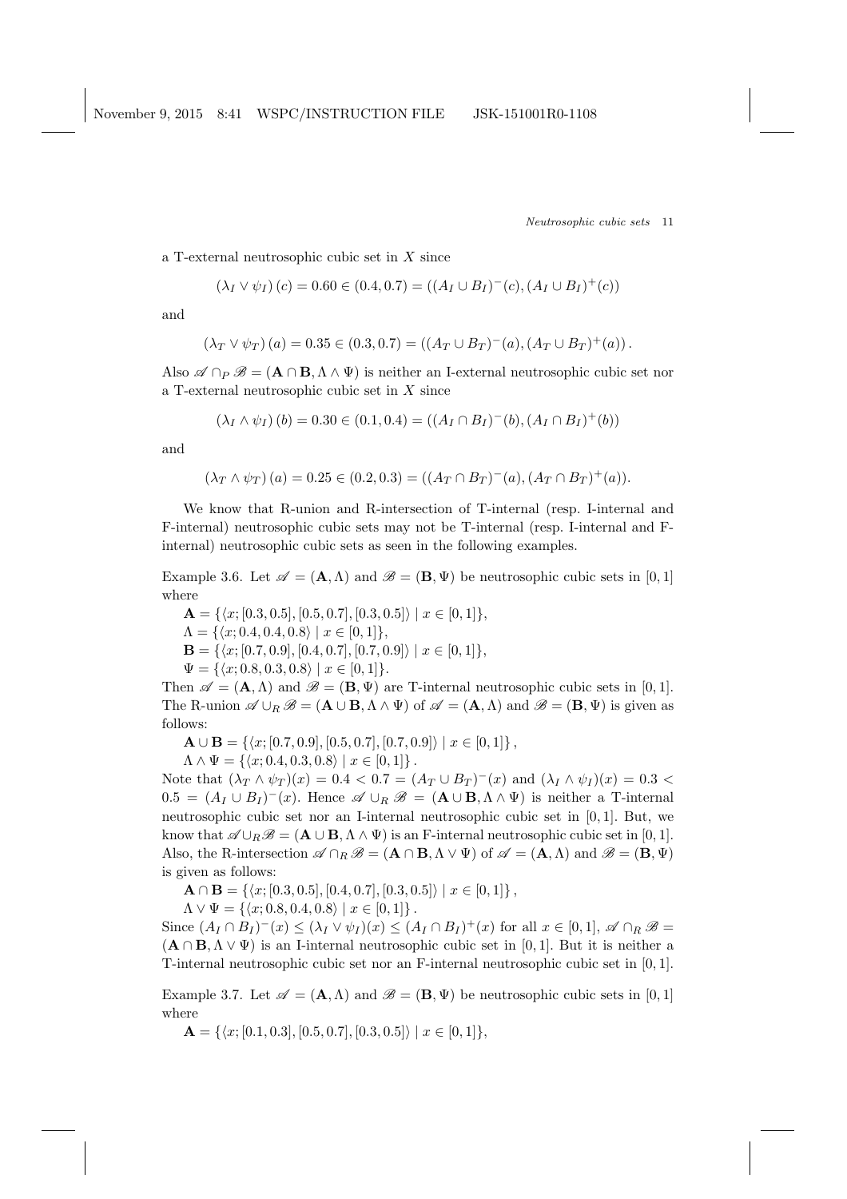a T-external neutrosophic cubic set in $X$ since

$$(\lambda_I \vee \psi_I)(c) = 0.60 \in (0.4, 0.7) = ((A_I \cup B_I)^-(c), (A_I \cup B_I)^+(c))$$

and

$$(\lambda_T \vee \psi_T)(a) = 0.35 \in (0.3, 0.7) = ((A_T \cup B_T)^-(a), (A_T \cup B_T)^+(a)).$$

Also $\mathscr{A} \cap_P \mathscr{B} = (\mathbf{A} \cap \mathbf{B}, \Lambda \wedge \Psi)$ is neither an I-external neutrosophic cubic set nor a T-external neutrosophic cubic set in $X$ since

$$(\lambda_I \wedge \psi_I)(b) = 0.30 \in (0.1, 0.4) = ((A_I \cap B_I)^-(b), (A_I \cap B_I)^+(b))$$

and

$$(\lambda_T \wedge \psi_T)(a) = 0.25 \in (0.2, 0.3) = ((A_T \cap B_T)^-(a), (A_T \cap B_T)^+(a)).$$

We know that R-union and R-intersection of T-internal (resp. I-internal and F-internal) neutrosophic cubic sets may not be T-internal (resp. I-internal and F-internal) neutrosophic cubic sets as seen in the following examples.

*Example 3.6.* Let $\mathscr{A} = (\mathbf{A}, \Lambda)$ and $\mathscr{B} = (\mathbf{B}, \Psi)$ be neutrosophic cubic sets in $[0, 1]$ where

$\mathbf{A} = \{\langle x; [0.3, 0.5], [0.5, 0.7], [0.3, 0.5]\rangle \mid x \in [0, 1]\}$,
$\Lambda = \{\langle x; 0.4, 0.4, 0.8\rangle \mid x \in [0, 1]\}$,
$\mathbf{B} = \{\langle x; [0.7, 0.9], [0.4, 0.7], [0.7, 0.9]\rangle \mid x \in [0, 1]\}$,
$\Psi = \{\langle x; 0.8, 0.3, 0.8\rangle \mid x \in [0, 1]\}$.

Then $\mathscr{A} = (\mathbf{A}, \Lambda)$ and $\mathscr{B} = (\mathbf{B}, \Psi)$ are T-internal neutrosophic cubic sets in $[0, 1]$. The R-union $\mathscr{A} \cup_R \mathscr{B} = (\mathbf{A} \cup \mathbf{B}, \Lambda \wedge \Psi)$ of $\mathscr{A} = (\mathbf{A}, \Lambda)$ and $\mathscr{B} = (\mathbf{B}, \Psi)$ is given as follows:

$\mathbf{A} \cup \mathbf{B} = \{\langle x; [0.7, 0.9], [0.5, 0.7], [0.7, 0.9]\rangle \mid x \in [0, 1]\}$,
$\Lambda \wedge \Psi = \{\langle x; 0.4, 0.3, 0.8\rangle \mid x \in [0, 1]\}$.

Note that $(\lambda_T \wedge \psi_T)(x) = 0.4 < 0.7 = (A_T \cup B_T)^-(x)$ and $(\lambda_I \wedge \psi_I)(x) = 0.3 < 0.5 = (A_I \cup B_I)^-(x)$. Hence $\mathscr{A} \cup_R \mathscr{B} = (\mathbf{A} \cup \mathbf{B}, \Lambda \wedge \Psi)$ is neither a T-internal neutrosophic cubic set nor an I-internal neutrosophic cubic set in $[0, 1]$. But, we know that $\mathscr{A} \cup_R \mathscr{B} = (\mathbf{A} \cup \mathbf{B}, \Lambda \wedge \Psi)$ is an F-internal neutrosophic cubic set in $[0, 1]$. Also, the R-intersection $\mathscr{A} \cap_R \mathscr{B} = (\mathbf{A} \cap \mathbf{B}, \Lambda \vee \Psi)$ of $\mathscr{A} = (\mathbf{A}, \Lambda)$ and $\mathscr{B} = (\mathbf{B}, \Psi)$ is given as follows:

$\mathbf{A} \cap \mathbf{B} = \{\langle x; [0.3, 0.5], [0.4, 0.7], [0.3, 0.5]\rangle \mid x \in [0, 1]\}$,
$\Lambda \vee \Psi = \{\langle x; 0.8, 0.4, 0.8\rangle \mid x \in [0, 1]\}$.

Since $(A_I \cap B_I)^-(x) \leq (\lambda_I \vee \psi_I)(x) \leq (A_I \cap B_I)^+(x)$ for all $x \in [0, 1]$, $\mathscr{A} \cap_R \mathscr{B} = (\mathbf{A} \cap \mathbf{B}, \Lambda \vee \Psi)$ is an I-internal neutrosophic cubic set in $[0, 1]$. But it is neither a T-internal neutrosophic cubic set nor an F-internal neutrosophic cubic set in $[0, 1]$.

*Example 3.7.* Let $\mathscr{A} = (\mathbf{A}, \Lambda)$ and $\mathscr{B} = (\mathbf{B}, \Psi)$ be neutrosophic cubic sets in $[0, 1]$ where

$\mathbf{A} = \{\langle x; [0.1, 0.3], [0.5, 0.7], [0.3, 0.5]\rangle \mid x \in [0, 1]\}$,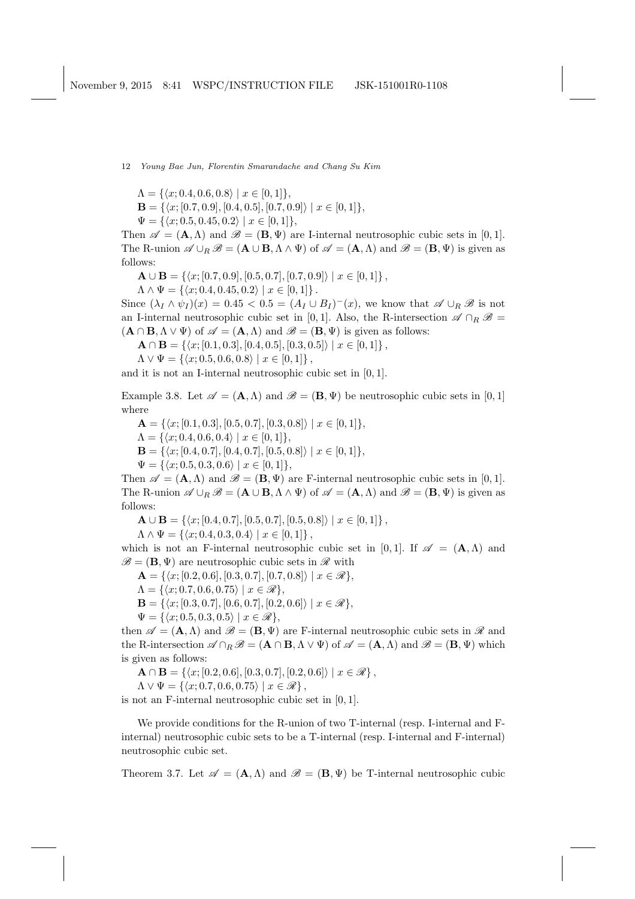$\Lambda = \{\langle x; 0.4, 0.6, 0.8\rangle \mid x \in [0,1]\}$,

$\mathbf{B} = \{\langle x; [0.7, 0.9], [0.4, 0.5], [0.7, 0.9]\rangle \mid x \in [0,1]\}$,

$\Psi = \{\langle x; 0.5, 0.45, 0.2\rangle \mid x \in [0,1]\}$,

Then $\mathscr{A} = (\mathbf{A}, \Lambda)$ and $\mathscr{B} = (\mathbf{B}, \Psi)$ are I-internal neutrosophic cubic sets in $[0,1]$. The R-union $\mathscr{A} \cup_R \mathscr{B} = (\mathbf{A} \cup \mathbf{B}, \Lambda \wedge \Psi)$ of $\mathscr{A} = (\mathbf{A}, \Lambda)$ and $\mathscr{B} = (\mathbf{B}, \Psi)$ is given as follows:

$\mathbf{A} \cup \mathbf{B} = \{\langle x; [0.7, 0.9], [0.5, 0.7], [0.7, 0.9]\rangle \mid x \in [0,1]\}$,

$\Lambda \wedge \Psi = \{\langle x; 0.4, 0.45, 0.2\rangle \mid x \in [0,1]\}$.

Since $(\lambda_I \wedge \psi_I)(x) = 0.45 < 0.5 = (A_I \cup B_I)^-(x)$, we know that $\mathscr{A} \cup_R \mathscr{B}$ is not an I-internal neutrosophic cubic set in $[0,1]$. Also, the R-intersection $\mathscr{A} \cap_R \mathscr{B} = (\mathbf{A} \cap \mathbf{B}, \Lambda \vee \Psi)$ of $\mathscr{A} = (\mathbf{A}, \Lambda)$ and $\mathscr{B} = (\mathbf{B}, \Psi)$ is given as follows:

$\mathbf{A} \cap \mathbf{B} = \{\langle x; [0.1, 0.3], [0.4, 0.5], [0.3, 0.5]\rangle \mid x \in [0,1]\}$,

$\Lambda \vee \Psi = \{\langle x; 0.5, 0.6, 0.8\rangle \mid x \in [0,1]\}$,

and it is not an I-internal neutrosophic cubic set in $[0,1]$.

Example 3.8. Let $\mathscr{A} = (\mathbf{A}, \Lambda)$ and $\mathscr{B} = (\mathbf{B}, \Psi)$ be neutrosophic cubic sets in $[0,1]$ where

$\mathbf{A} = \{\langle x; [0.1, 0.3], [0.5, 0.7], [0.3, 0.8]\rangle \mid x \in [0,1]\}$,

$\Lambda = \{\langle x; 0.4, 0.6, 0.4\rangle \mid x \in [0,1]\}$,

$\mathbf{B} = \{\langle x; [0.4, 0.7], [0.4, 0.7], [0.5, 0.8]\rangle \mid x \in [0,1]\}$,

$\Psi = \{\langle x; 0.5, 0.3, 0.6\rangle \mid x \in [0,1]\}$,

Then $\mathscr{A} = (\mathbf{A}, \Lambda)$ and $\mathscr{B} = (\mathbf{B}, \Psi)$ are F-internal neutrosophic cubic sets in $[0,1]$. The R-union $\mathscr{A} \cup_R \mathscr{B} = (\mathbf{A} \cup \mathbf{B}, \Lambda \wedge \Psi)$ of $\mathscr{A} = (\mathbf{A}, \Lambda)$ and $\mathscr{B} = (\mathbf{B}, \Psi)$ is given as follows:

$\mathbf{A} \cup \mathbf{B} = \{\langle x; [0.4, 0.7], [0.5, 0.7], [0.5, 0.8]\rangle \mid x \in [0,1]\}$,

$\Lambda \wedge \Psi = \{\langle x; 0.4, 0.3, 0.4\rangle \mid x \in [0,1]\}$,

which is not an F-internal neutrosophic cubic set in $[0,1]$. If $\mathscr{A} = (\mathbf{A}, \Lambda)$ and $\mathscr{B} = (\mathbf{B}, \Psi)$ are neutrosophic cubic sets in $\mathscr{R}$ with

$\mathbf{A} = \{\langle x; [0.2, 0.6], [0.3, 0.7], [0.7, 0.8]\rangle \mid x \in \mathscr{R}\}$,

$\Lambda = \{\langle x; 0.7, 0.6, 0.75\rangle \mid x \in \mathscr{R}\}$,

$\mathbf{B} = \{\langle x; [0.3, 0.7], [0.6, 0.7], [0.2, 0.6]\rangle \mid x \in \mathscr{R}\}$,

$\Psi = \{\langle x; 0.5, 0.3, 0.5\rangle \mid x \in \mathscr{R}\}$,

then $\mathscr{A} = (\mathbf{A}, \Lambda)$ and $\mathscr{B} = (\mathbf{B}, \Psi)$ are F-internal neutrosophic cubic sets in $\mathscr{R}$ and the R-intersection $\mathscr{A} \cap_R \mathscr{B} = (\mathbf{A} \cap \mathbf{B}, \Lambda \vee \Psi)$ of $\mathscr{A} = (\mathbf{A}, \Lambda)$ and $\mathscr{B} = (\mathbf{B}, \Psi)$ which is given as follows:

$\mathbf{A} \cap \mathbf{B} = \{\langle x; [0.2, 0.6], [0.3, 0.7], [0.2, 0.6]\rangle \mid x \in \mathscr{R}\}$,

$\Lambda \vee \Psi = \{\langle x; 0.7, 0.6, 0.75\rangle \mid x \in \mathscr{R}\}$,

is not an F-internal neutrosophic cubic set in $[0,1]$.

We provide conditions for the R-union of two T-internal (resp. I-internal and F-internal) neutrosophic cubic sets to be a T-internal (resp. I-internal and F-internal) neutrosophic cubic set.

Theorem 3.7. Let $\mathscr{A} = (\mathbf{A}, \Lambda)$ and $\mathscr{B} = (\mathbf{B}, \Psi)$ be T-internal neutrosophic cubic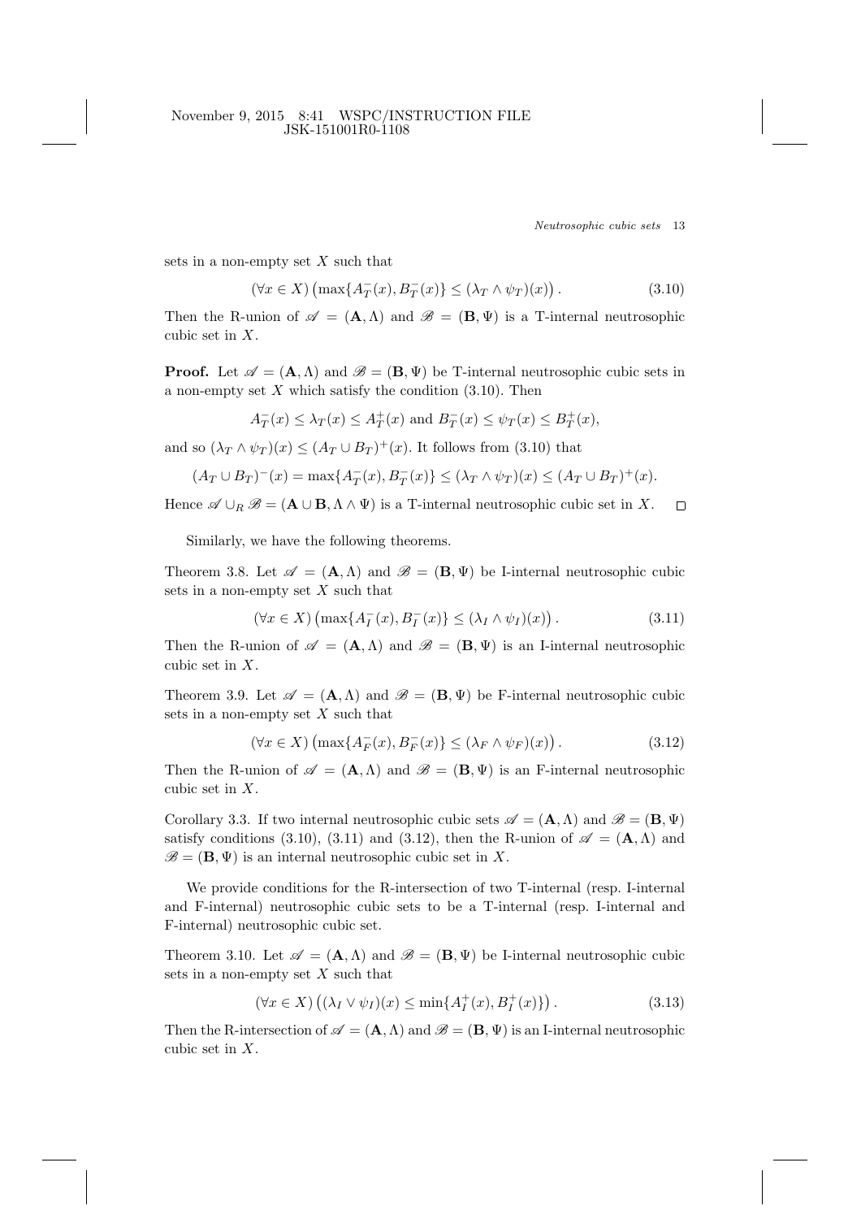sets in a non-empty set $X$ such that

$$(\forall x \in X)\left(\max\{A_T^-(x), B_T^-(x)\} \leq (\lambda_T \wedge \psi_T)(x)\right). \tag{3.10}$$

Then the R-union of $\mathscr{A} = (\mathbf{A}, \Lambda)$ and $\mathscr{B} = (\mathbf{B}, \Psi)$ is a T-internal neutrosophic cubic set in $X$.

**Proof.** Let $\mathscr{A} = (\mathbf{A}, \Lambda)$ and $\mathscr{B} = (\mathbf{B}, \Psi)$ be T-internal neutrosophic cubic sets in a non-empty set $X$ which satisfy the condition (3.10). Then

$$A_T^-(x) \leq \lambda_T(x) \leq A_T^+(x) \text{ and } B_T^-(x) \leq \psi_T(x) \leq B_T^+(x),$$

and so $(\lambda_T \wedge \psi_T)(x) \leq (A_T \cup B_T)^+(x)$. It follows from (3.10) that

$$(A_T \cup B_T)^-(x) = \max\{A_T^-(x), B_T^-(x)\} \leq (\lambda_T \wedge \psi_T)(x) \leq (A_T \cup B_T)^+(x).$$

Hence $\mathscr{A} \cup_R \mathscr{B} = (\mathbf{A} \cup \mathbf{B}, \Lambda \wedge \Psi)$ is a T-internal neutrosophic cubic set in $X$. $\square$

Similarly, we have the following theorems.

Theorem 3.8. Let $\mathscr{A} = (\mathbf{A}, \Lambda)$ and $\mathscr{B} = (\mathbf{B}, \Psi)$ be I-internal neutrosophic cubic sets in a non-empty set $X$ such that

$$(\forall x \in X)\left(\max\{A_I^-(x), B_I^-(x)\} \leq (\lambda_I \wedge \psi_I)(x)\right). \tag{3.11}$$

Then the R-union of $\mathscr{A} = (\mathbf{A}, \Lambda)$ and $\mathscr{B} = (\mathbf{B}, \Psi)$ is an I-internal neutrosophic cubic set in $X$.

Theorem 3.9. Let $\mathscr{A} = (\mathbf{A}, \Lambda)$ and $\mathscr{B} = (\mathbf{B}, \Psi)$ be F-internal neutrosophic cubic sets in a non-empty set $X$ such that

$$(\forall x \in X)\left(\max\{A_F^-(x), B_F^-(x)\} \leq (\lambda_F \wedge \psi_F)(x)\right). \tag{3.12}$$

Then the R-union of $\mathscr{A} = (\mathbf{A}, \Lambda)$ and $\mathscr{B} = (\mathbf{B}, \Psi)$ is an F-internal neutrosophic cubic set in $X$.

Corollary 3.3. If two internal neutrosophic cubic sets $\mathscr{A} = (\mathbf{A}, \Lambda)$ and $\mathscr{B} = (\mathbf{B}, \Psi)$ satisfy conditions (3.10), (3.11) and (3.12), then the R-union of $\mathscr{A} = (\mathbf{A}, \Lambda)$ and $\mathscr{B} = (\mathbf{B}, \Psi)$ is an internal neutrosophic cubic set in $X$.

We provide conditions for the R-intersection of two T-internal (resp. I-internal and F-internal) neutrosophic cubic sets to be a T-internal (resp. I-internal and F-internal) neutrosophic cubic set.

Theorem 3.10. Let $\mathscr{A} = (\mathbf{A}, \Lambda)$ and $\mathscr{B} = (\mathbf{B}, \Psi)$ be I-internal neutrosophic cubic sets in a non-empty set $X$ such that

$$(\forall x \in X)\left((\lambda_I \vee \psi_I)(x) \leq \min\{A_I^+(x), B_I^+(x)\}\right). \tag{3.13}$$

Then the R-intersection of $\mathscr{A} = (\mathbf{A}, \Lambda)$ and $\mathscr{B} = (\mathbf{B}, \Psi)$ is an I-internal neutrosophic cubic set in $X$.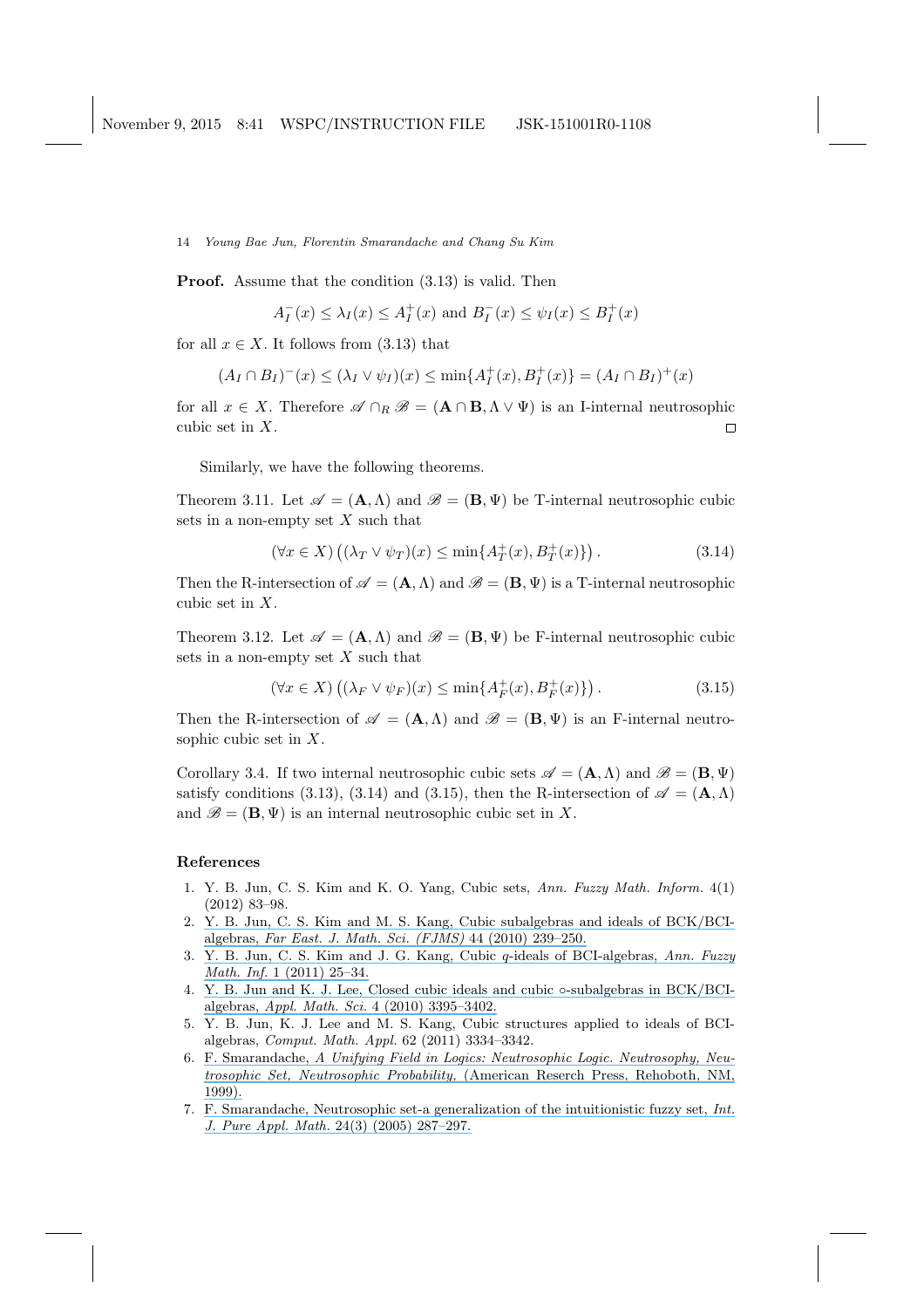**Proof.** Assume that the condition (3.13) is valid. Then

$$A_I^-(x) \leq \lambda_I(x) \leq A_I^+(x) \text{ and } B_I^-(x) \leq \psi_I(x) \leq B_I^+(x)$$

for all $x \in X$. It follows from (3.13) that

$$(A_I \cap B_I)^-(x) \leq (\lambda_I \vee \psi_I)(x) \leq \min\{A_I^+(x), B_I^+(x)\} = (A_I \cap B_I)^+(x)$$

for all $x \in X$. Therefore $\mathscr{A} \cap_R \mathscr{B} = (\mathbf{A} \cap \mathbf{B}, \Lambda \vee \Psi)$ is an I-internal neutrosophic cubic set in $X$. □

Similarly, we have the following theorems.

Theorem 3.11. Let $\mathscr{A} = (\mathbf{A}, \Lambda)$ and $\mathscr{B} = (\mathbf{B}, \Psi)$ be T-internal neutrosophic cubic sets in a non-empty set $X$ such that

$$(\forall x \in X) \left( (\lambda_T \vee \psi_T)(x) \leq \min\{A_T^+(x), B_T^+(x)\} \right). \tag{3.14}$$

Then the R-intersection of $\mathscr{A} = (\mathbf{A}, \Lambda)$ and $\mathscr{B} = (\mathbf{B}, \Psi)$ is a T-internal neutrosophic cubic set in $X$.

Theorem 3.12. Let $\mathscr{A} = (\mathbf{A}, \Lambda)$ and $\mathscr{B} = (\mathbf{B}, \Psi)$ be F-internal neutrosophic cubic sets in a non-empty set $X$ such that

$$(\forall x \in X) \left( (\lambda_F \vee \psi_F)(x) \leq \min\{A_F^+(x), B_F^+(x)\} \right). \tag{3.15}$$

Then the R-intersection of $\mathscr{A} = (\mathbf{A}, \Lambda)$ and $\mathscr{B} = (\mathbf{B}, \Psi)$ is an F-internal neutrosophic cubic set in $X$.

Corollary 3.4. If two internal neutrosophic cubic sets $\mathscr{A} = (\mathbf{A}, \Lambda)$ and $\mathscr{B} = (\mathbf{B}, \Psi)$ satisfy conditions (3.13), (3.14) and (3.15), then the R-intersection of $\mathscr{A} = (\mathbf{A}, \Lambda)$ and $\mathscr{B} = (\mathbf{B}, \Psi)$ is an internal neutrosophic cubic set in $X$.

## References

1. Y. B. Jun, C. S. Kim and K. O. Yang, Cubic sets, *Ann. Fuzzy Math. Inform.* 4(1) (2012) 83–98.
2. Y. B. Jun, C. S. Kim and M. S. Kang, Cubic subalgebras and ideals of BCK/BCI-algebras, *Far East. J. Math. Sci. (FJMS)* 44 (2010) 239–250.
3. Y. B. Jun, C. S. Kim and J. G. Kang, Cubic $q$-ideals of BCI-algebras, *Ann. Fuzzy Math. Inf.* 1 (2011) 25–34.
4. Y. B. Jun and K. J. Lee, Closed cubic ideals and cubic $\circ$-subalgebras in BCK/BCI-algebras, *Appl. Math. Sci.* 4 (2010) 3395–3402.
5. Y. B. Jun, K. J. Lee and M. S. Kang, Cubic structures applied to ideals of BCI-algebras, *Comput. Math. Appl.* 62 (2011) 3334–3342.
6. F. Smarandache, *A Unifying Field in Logics: Neutrosophic Logic. Neutrosophy, Neutrosophic Set, Neutrosophic Probability,* (American Reserch Press, Rehoboth, NM, 1999).
7. F. Smarandache, Neutrosophic set-a generalization of the intuitionistic fuzzy set, *Int. J. Pure Appl. Math.* 24(3) (2005) 287–297.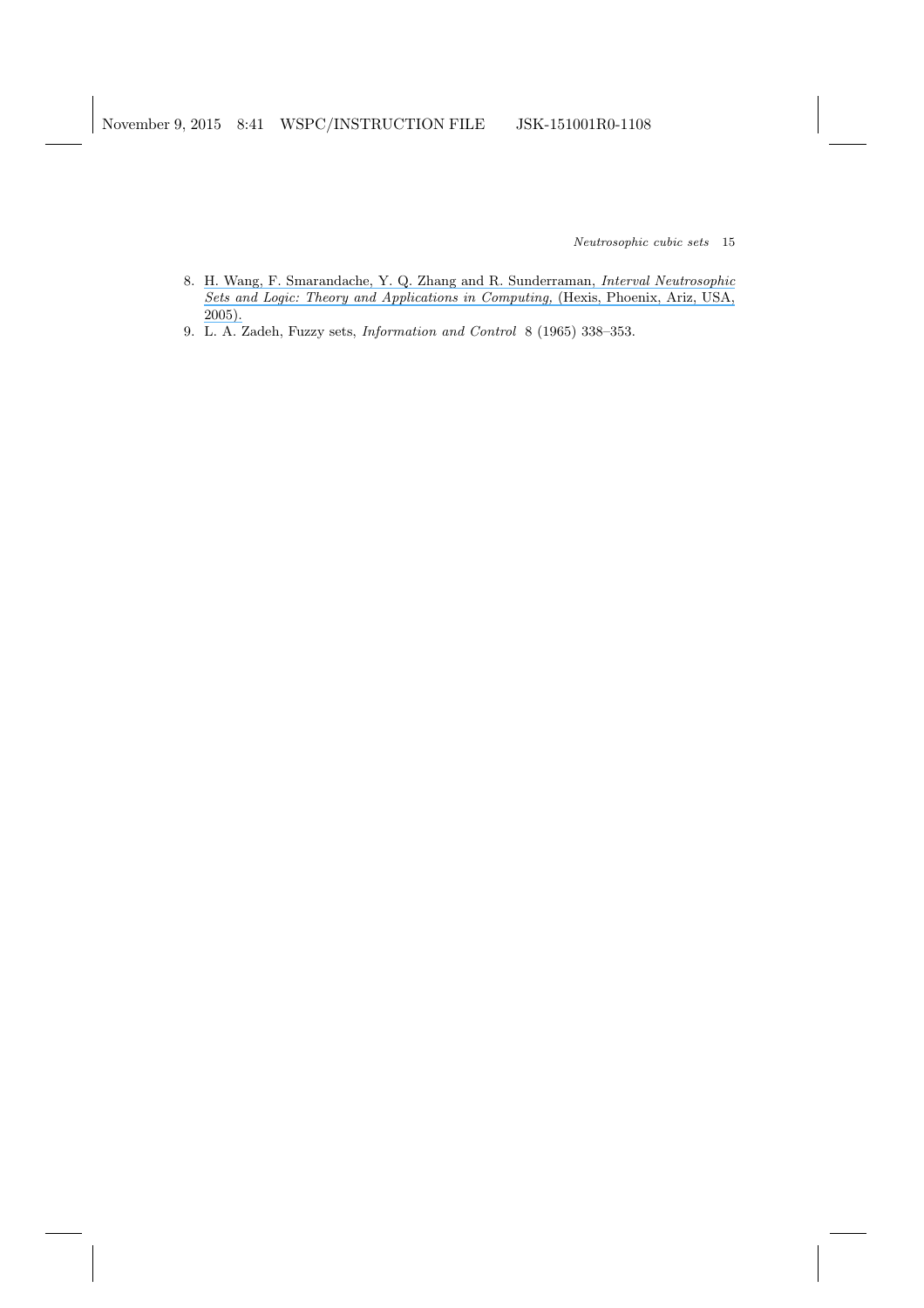8. H. Wang, F. Smarandache, Y. Q. Zhang and R. Sunderraman, *Interval Neutrosophic Sets and Logic: Theory and Applications in Computing,* (Hexis, Phoenix, Ariz, USA, 2005).
9. L. A. Zadeh, Fuzzy sets, *Information and Control* 8 (1965) 338–353.